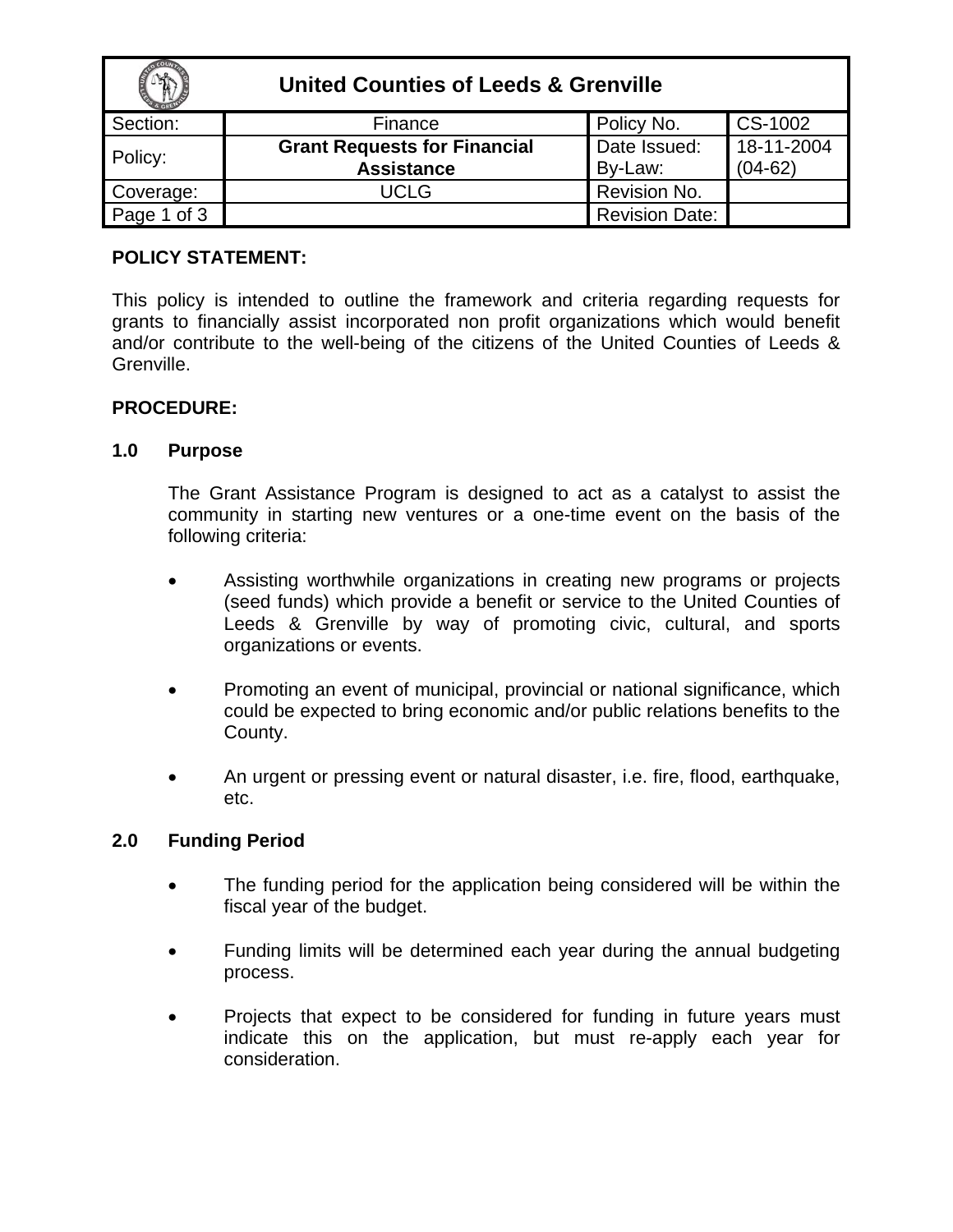| United Counties of Leeds & Grenville | | | |
|---|---|---|---|
| Section: | Finance | Policy No. | CS-1002 |
| Policy: | **Grant Requests for Financial Assistance** | Date Issued: By-Law: | 18-11-2004 (04-62) |
| Coverage: | UCLG | Revision No. | |
| Page 1 of 3 | | Revision Date: | |

**POLICY STATEMENT:**

This policy is intended to outline the framework and criteria regarding requests for grants to financially assist incorporated non profit organizations which would benefit and/or contribute to the well-being of the citizens of the United Counties of Leeds & Grenville.

**PROCEDURE:**

**1.0 Purpose**

The Grant Assistance Program is designed to act as a catalyst to assist the community in starting new ventures or a one-time event on the basis of the following criteria:

- Assisting worthwhile organizations in creating new programs or projects (seed funds) which provide a benefit or service to the United Counties of Leeds & Grenville by way of promoting civic, cultural, and sports organizations or events.
- Promoting an event of municipal, provincial or national significance, which could be expected to bring economic and/or public relations benefits to the County.
- An urgent or pressing event or natural disaster, i.e. fire, flood, earthquake, etc.

**2.0 Funding Period**

- The funding period for the application being considered will be within the fiscal year of the budget.
- Funding limits will be determined each year during the annual budgeting process.
- Projects that expect to be considered for funding in future years must indicate this on the application, but must re-apply each year for consideration.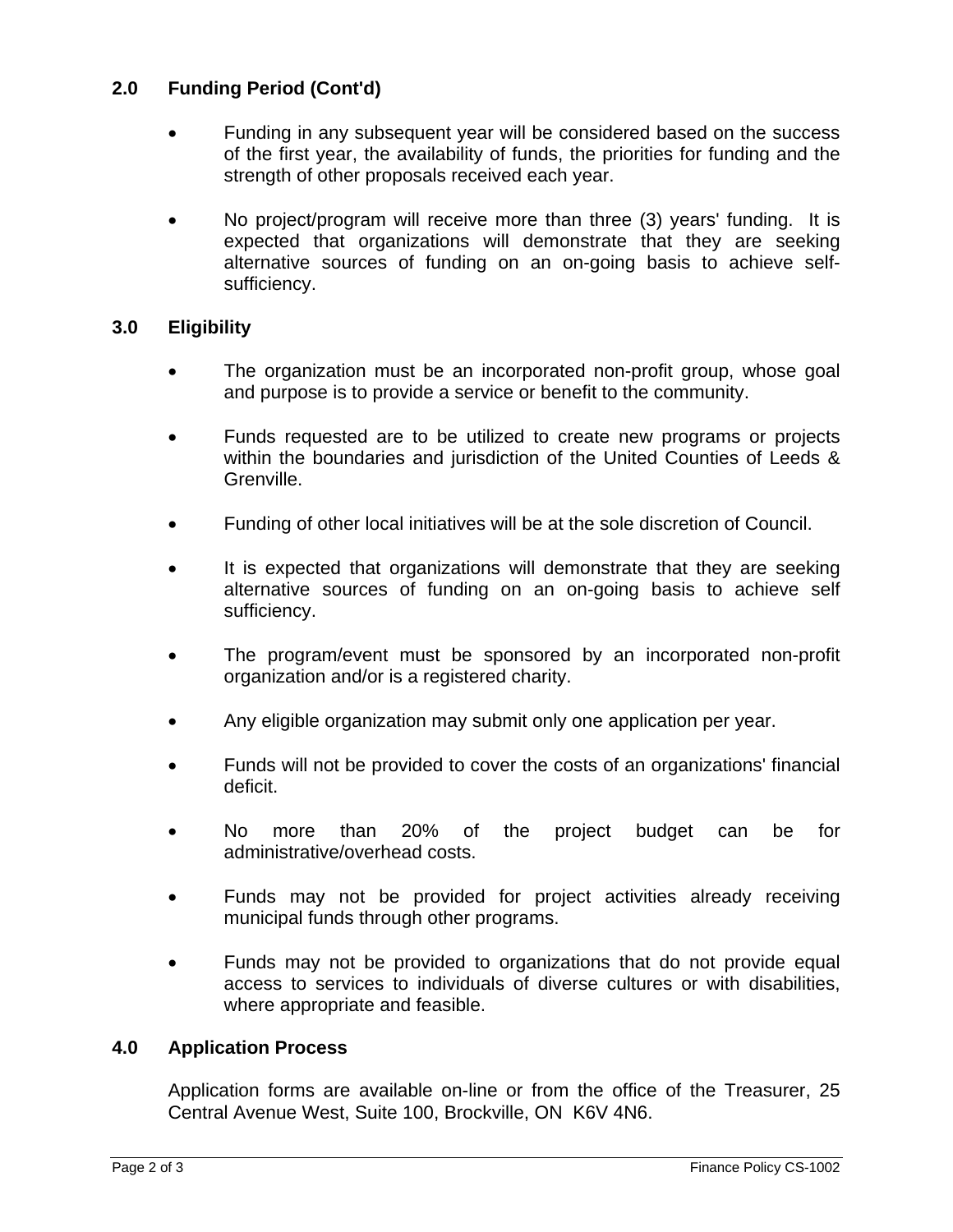## 2.0 Funding Period (Cont'd)

- Funding in any subsequent year will be considered based on the success of the first year, the availability of funds, the priorities for funding and the strength of other proposals received each year.
- No project/program will receive more than three (3) years' funding. It is expected that organizations will demonstrate that they are seeking alternative sources of funding on an on-going basis to achieve self-sufficiency.

## 3.0 Eligibility

- The organization must be an incorporated non-profit group, whose goal and purpose is to provide a service or benefit to the community.
- Funds requested are to be utilized to create new programs or projects within the boundaries and jurisdiction of the United Counties of Leeds & Grenville.
- Funding of other local initiatives will be at the sole discretion of Council.
- It is expected that organizations will demonstrate that they are seeking alternative sources of funding on an on-going basis to achieve self sufficiency.
- The program/event must be sponsored by an incorporated non-profit organization and/or is a registered charity.
- Any eligible organization may submit only one application per year.
- Funds will not be provided to cover the costs of an organizations' financial deficit.
- No more than 20% of the project budget can be for administrative/overhead costs.
- Funds may not be provided for project activities already receiving municipal funds through other programs.
- Funds may not be provided to organizations that do not provide equal access to services to individuals of diverse cultures or with disabilities, where appropriate and feasible.

## 4.0 Application Process

Application forms are available on-line or from the office of the Treasurer, 25 Central Avenue West, Suite 100, Brockville, ON K6V 4N6.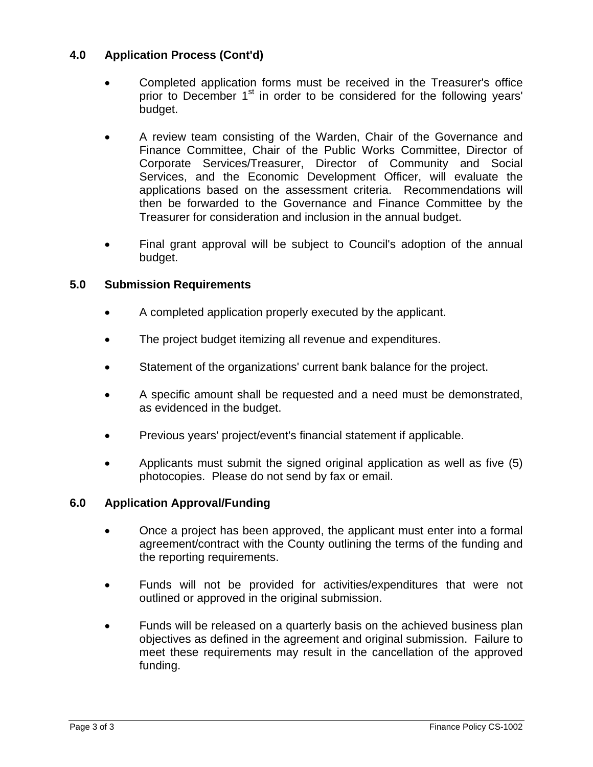## 4.0 Application Process (Cont'd)

- Completed application forms must be received in the Treasurer's office prior to December 1st in order to be considered for the following years' budget.
- A review team consisting of the Warden, Chair of the Governance and Finance Committee, Chair of the Public Works Committee, Director of Corporate Services/Treasurer, Director of Community and Social Services, and the Economic Development Officer, will evaluate the applications based on the assessment criteria. Recommendations will then be forwarded to the Governance and Finance Committee by the Treasurer for consideration and inclusion in the annual budget.
- Final grant approval will be subject to Council's adoption of the annual budget.

## 5.0 Submission Requirements

- A completed application properly executed by the applicant.
- The project budget itemizing all revenue and expenditures.
- Statement of the organizations' current bank balance for the project.
- A specific amount shall be requested and a need must be demonstrated, as evidenced in the budget.
- Previous years' project/event's financial statement if applicable.
- Applicants must submit the signed original application as well as five (5) photocopies. Please do not send by fax or email.

## 6.0 Application Approval/Funding

- Once a project has been approved, the applicant must enter into a formal agreement/contract with the County outlining the terms of the funding and the reporting requirements.
- Funds will not be provided for activities/expenditures that were not outlined or approved in the original submission.
- Funds will be released on a quarterly basis on the achieved business plan objectives as defined in the agreement and original submission. Failure to meet these requirements may result in the cancellation of the approved funding.